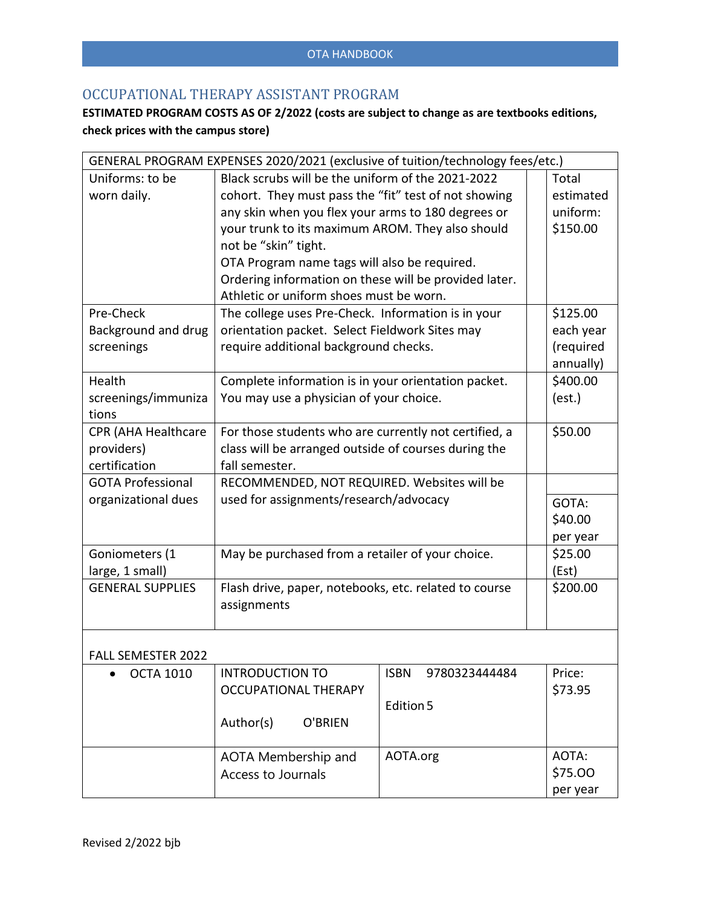## OCCUPATIONAL THERAPY ASSISTANT PROGRAM

**ESTIMATED PROGRAM COSTS AS OF 2/2022 (costs are subject to change as are textbooks editions, check prices with the campus store)**

| | | | |
|---|---|---|---|
| GENERAL PROGRAM EXPENSES 2020/2021 (exclusive of tuition/technology fees/etc.) | | | |
| Uniforms: to be worn daily. | Black scrubs will be the uniform of the 2021-2022 cohort. They must pass the "fit" test of not showing any skin when you flex your arms to 180 degrees or your trunk to its maximum AROM. They also should not be "skin" tight.<br>OTA Program name tags will also be required. Ordering information on these will be provided later.<br>Athletic or uniform shoes must be worn. | | Total estimated uniform: $150.00 |
| Pre-Check Background and drug screenings | The college uses Pre-Check. Information is in your orientation packet. Select Fieldwork Sites may require additional background checks. | | $125.00 each year (required annually) |
| Health screenings/immunizations | Complete information is in your orientation packet. You may use a physician of your choice. | | $400.00 (est.) |
| CPR (AHA Healthcare providers) certification | For those students who are currently not certified, a class will be arranged outside of courses during the fall semester. | | $50.00 |
| GOTA Professional organizational dues | RECOMMENDED, NOT REQUIRED. Websites will be used for assignments/research/advocacy | | GOTA: $40.00 per year |
| Goniometers (1 large, 1 small) | May be purchased from a retailer of your choice. | | $25.00 (Est) |
| GENERAL SUPPLIES | Flash drive, paper, notebooks, etc. related to course assignments | | $200.00 |
| FALL SEMESTER 2022 | | | |
| • OCTA 1010 | INTRODUCTION TO OCCUPATIONAL THERAPY<br>Author(s) O'BRIEN | ISBN 9780323444484<br>Edition 5 | Price: $73.95 |
| | AOTA Membership and Access to Journals | AOTA.org | AOTA: $75.OO per year |

Revised 2/2022 bjb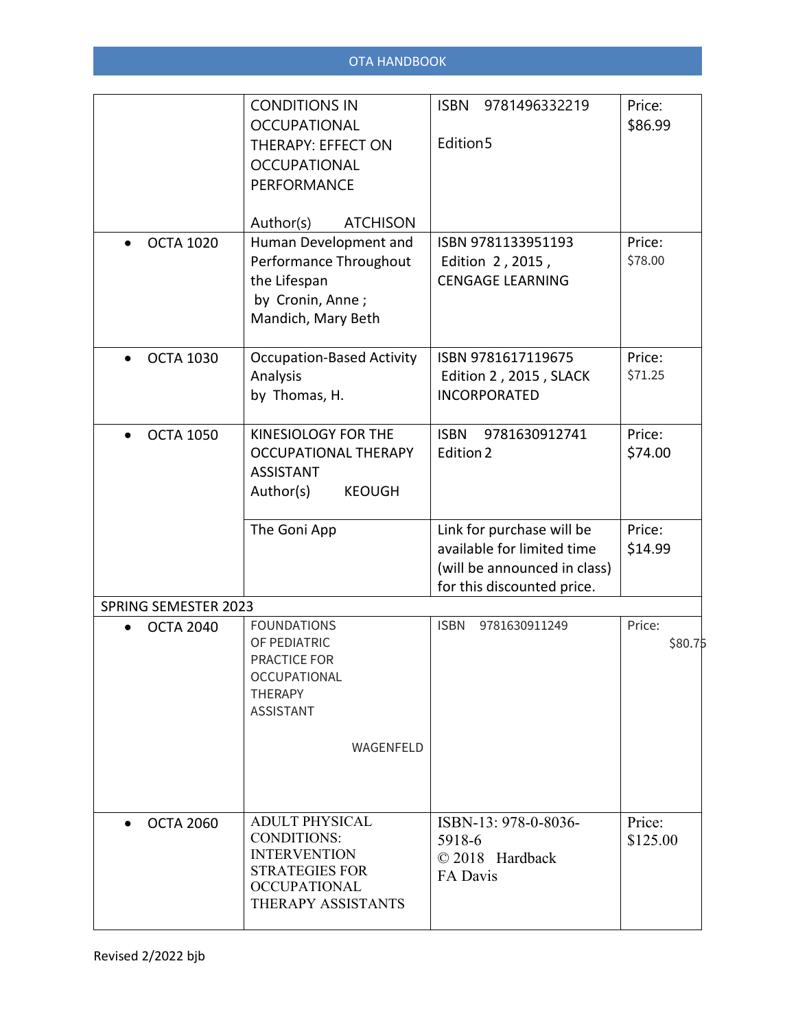| | | | |
|---|---|---|---|
| | CONDITIONS IN OCCUPATIONAL THERAPY: EFFECT ON OCCUPATIONAL PERFORMANCE<br><br>Author(s) ATCHISON | ISBN 9781496332219<br><br>Edition5 | Price: $86.99 |
| • OCTA 1020 | Human Development and Performance Throughout the Lifespan by Cronin, Anne ; Mandich, Mary Beth | ISBN 9781133951193 Edition 2 , 2015 , CENGAGE LEARNING | Price: $78.00 |
| • OCTA 1030 | Occupation-Based Activity Analysis by Thomas, H. | ISBN 9781617119675 Edition 2 , 2015 , SLACK INCORPORATED | Price: $71.25 |
| • OCTA 1050 | KINESIOLOGY FOR THE OCCUPATIONAL THERAPY ASSISTANT<br>Author(s) KEOUGH | ISBN 9781630912741 Edition 2 | Price: $74.00 |
| | The Goni App | Link for purchase will be available for limited time (will be announced in class) for this discounted price. | Price: $14.99 |
| SPRING SEMESTER 2023 | | | |
| • OCTA 2040 | FOUNDATIONS OF PEDIATRIC PRACTICE FOR OCCUPATIONAL THERAPY ASSISTANT<br><br>WAGENFELD | ISBN 9781630911249 | Price: $80.75 |
| • OCTA 2060 | ADULT PHYSICAL CONDITIONS: INTERVENTION STRATEGIES FOR OCCUPATIONAL THERAPY ASSISTANTS | ISBN-13: 978-0-8036-5918-6<br>© 2018 Hardback<br>FA Davis | Price: $125.00 |

Revised 2/2022 bjb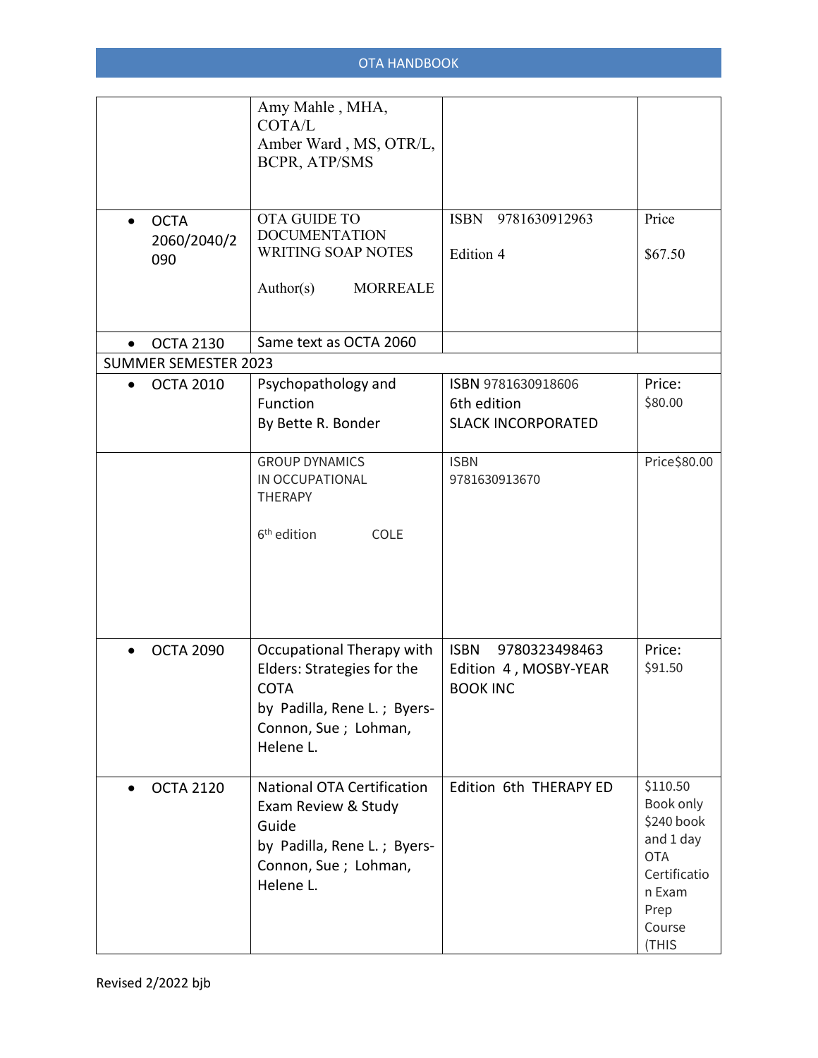| | | | |
|---|---|---|---|
| | Amy Mahle , MHA, COTA/L<br>Amber Ward , MS, OTR/L, BCPR, ATP/SMS | | |
| • OCTA 2060/2040/2090 | OTA GUIDE TO DOCUMENTATION WRITING SOAP NOTES<br><br>Author(s) MORREALE | ISBN 9781630912963<br><br>Edition 4 | Price<br><br>$67.50 |
| • OCTA 2130 | Same text as OCTA 2060 | | |
| SUMMER SEMESTER 2023 | | | |
| • OCTA 2010 | Psychopathology and Function<br>By Bette R. Bonder | ISBN 9781630918606<br>6th edition<br>SLACK INCORPORATED | Price:<br>$80.00 |
| | GROUP DYNAMICS IN OCCUPATIONAL THERAPY<br><br>6th edition COLE | ISBN<br>9781630913670 | Price$80.00 |
| • OCTA 2090 | Occupational Therapy with Elders: Strategies for the COTA<br>by Padilla, Rene L. ; Byers-Connon, Sue ; Lohman, Helene L. | ISBN 9780323498463<br>Edition 4 , MOSBY-YEAR BOOK INC | Price:<br>$91.50 |
| • OCTA 2120 | National OTA Certification Exam Review & Study Guide<br>by Padilla, Rene L. ; Byers-Connon, Sue ; Lohman, Helene L. | Edition 6th THERAPY ED | $110.50 Book only<br>$240 book and 1 day OTA Certification Exam Prep Course (THIS |

Revised 2/2022 bjb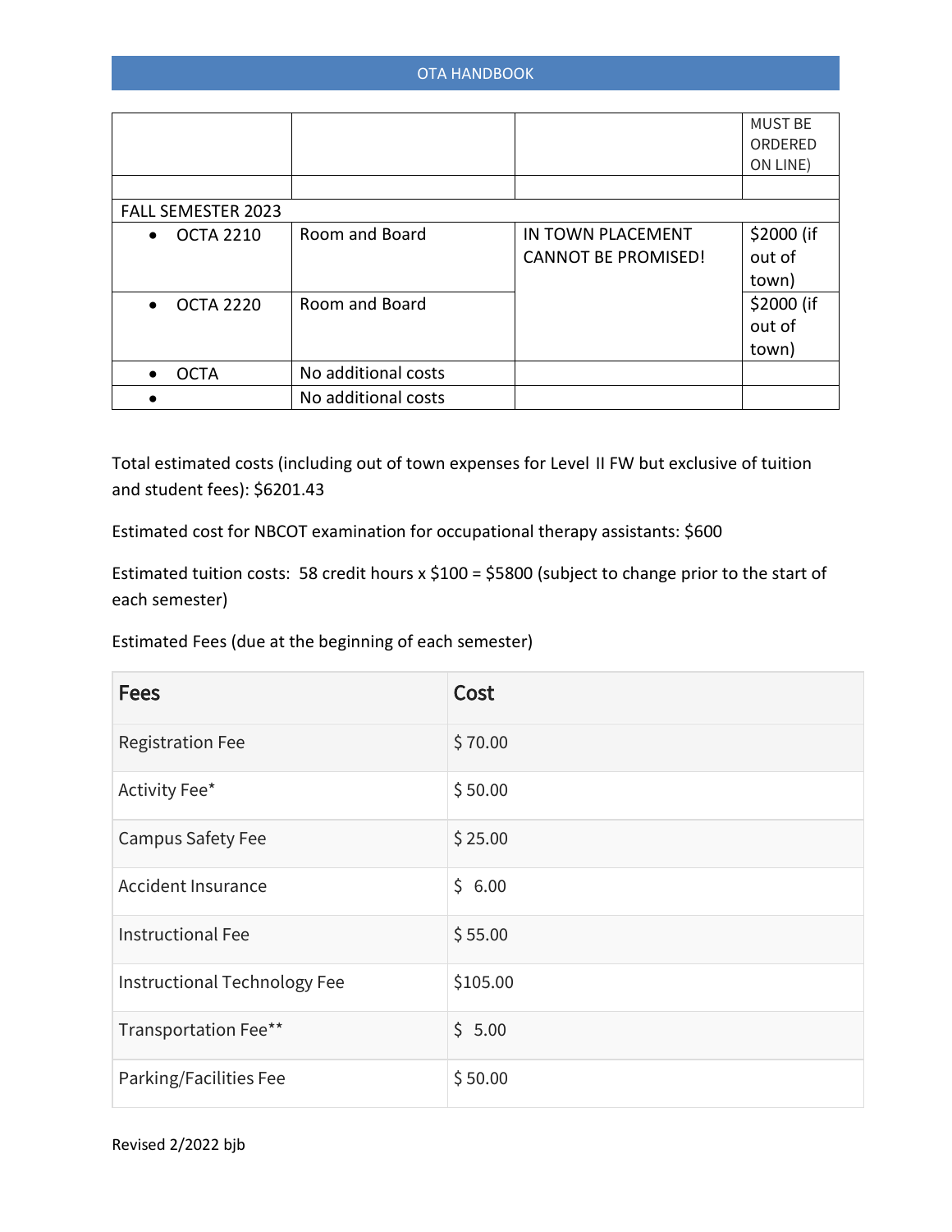| | | | |
|---|---|---|---|
| | | | MUST BE ORDERED ON LINE) |
| | | | |
| FALL SEMESTER 2023 | | | |
| • OCTA 2210 | Room and Board | IN TOWN PLACEMENT CANNOT BE PROMISED! | $2000 (if out of town) |
| • OCTA 2220 | Room and Board | | $2000 (if out of town) |
| • OCTA | No additional costs | | |
| • | No additional costs | | |

Total estimated costs (including out of town expenses for Level II FW but exclusive of tuition and student fees): $6201.43

Estimated cost for NBCOT examination for occupational therapy assistants: $600

Estimated tuition costs: 58 credit hours x $100 = $5800 (subject to change prior to the start of each semester)

Estimated Fees (due at the beginning of each semester)

| Fees | Cost |
|---|---|
| Registration Fee | $ 70.00 |
| Activity Fee* | $ 50.00 |
| Campus Safety Fee | $ 25.00 |
| Accident Insurance | $ 6.00 |
| Instructional Fee | $ 55.00 |
| Instructional Technology Fee | $105.00 |
| Transportation Fee** | $ 5.00 |
| Parking/Facilities Fee | $ 50.00 |

Revised 2/2022 bjb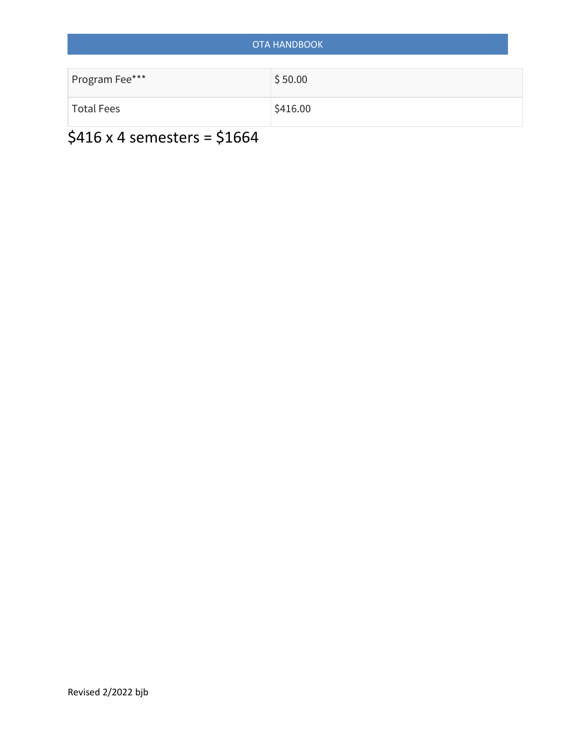| | |
|---|---|
| Program Fee*** | $ 50.00 |
| Total Fees | $416.00 |

$416 x 4 semesters = $1664

Revised 2/2022 bjb